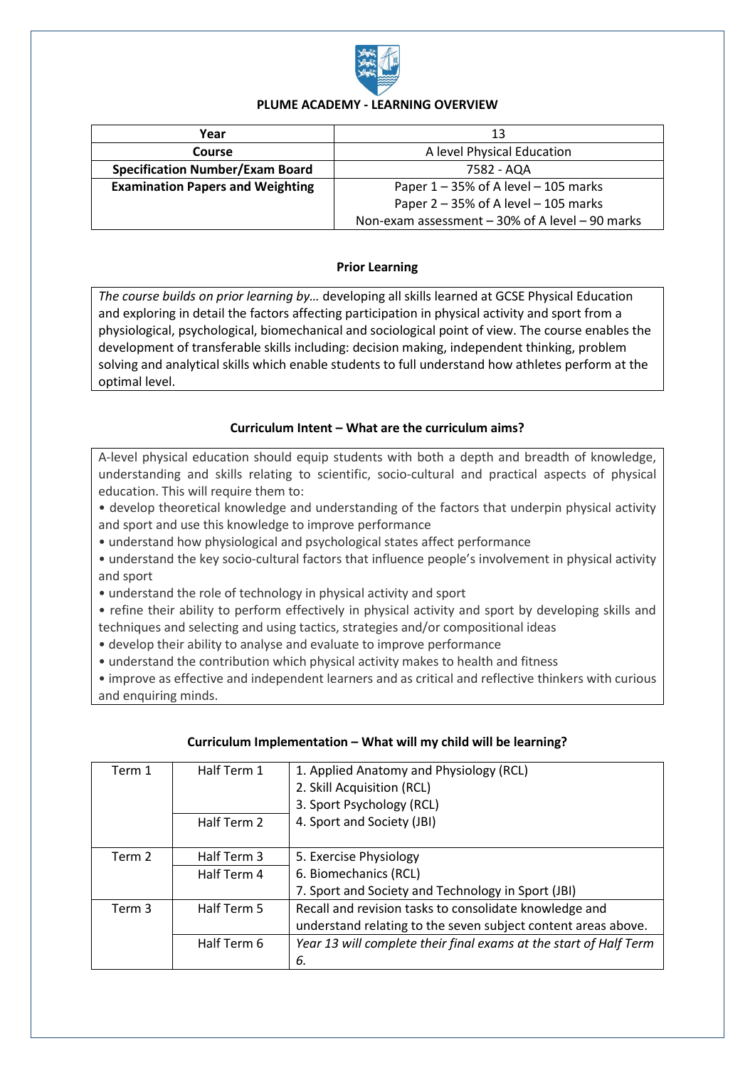# PLUME ACADEMY - LEARNING OVERVIEW

| **Year** | 13 |
|---|---|
| **Course** | A level Physical Education |
| **Specification Number/Exam Board** | 7582 - AQA |
| **Examination Papers and Weighting** | Paper 1 – 35% of A level – 105 marks<br>Paper 2 – 35% of A level – 105 marks<br>Non-exam assessment – 30% of A level – 90 marks |

## Prior Learning

*The course builds on prior learning by…* developing all skills learned at GCSE Physical Education and exploring in detail the factors affecting participation in physical activity and sport from a physiological, psychological, biomechanical and sociological point of view. The course enables the development of transferable skills including: decision making, independent thinking, problem solving and analytical skills which enable students to full understand how athletes perform at the optimal level.

## Curriculum Intent – What are the curriculum aims?

A-level physical education should equip students with both a depth and breadth of knowledge, understanding and skills relating to scientific, socio-cultural and practical aspects of physical education. This will require them to:

- develop theoretical knowledge and understanding of the factors that underpin physical activity and sport and use this knowledge to improve performance
- understand how physiological and psychological states affect performance
- understand the key socio-cultural factors that influence people's involvement in physical activity and sport
- understand the role of technology in physical activity and sport
- refine their ability to perform effectively in physical activity and sport by developing skills and techniques and selecting and using tactics, strategies and/or compositional ideas
- develop their ability to analyse and evaluate to improve performance
- understand the contribution which physical activity makes to health and fitness
- improve as effective and independent learners and as critical and reflective thinkers with curious and enquiring minds.

## Curriculum Implementation – What will my child will be learning?

| Term | Half Term | Content |
|---|---|---|
| Term 1 | Half Term 1<br>Half Term 2 | 1. Applied Anatomy and Physiology (RCL)<br>2. Skill Acquisition (RCL)<br>3. Sport Psychology (RCL)<br>4. Sport and Society (JBI) |
| Term 2 | Half Term 3<br>Half Term 4 | 5. Exercise Physiology<br>6. Biomechanics (RCL)<br>7. Sport and Society and Technology in Sport (JBI) |
| Term 3 | Half Term 5 | Recall and revision tasks to consolidate knowledge and understand relating to the seven subject content areas above. |
| | Half Term 6 | *Year 13 will complete their final exams at the start of Half Term 6.* |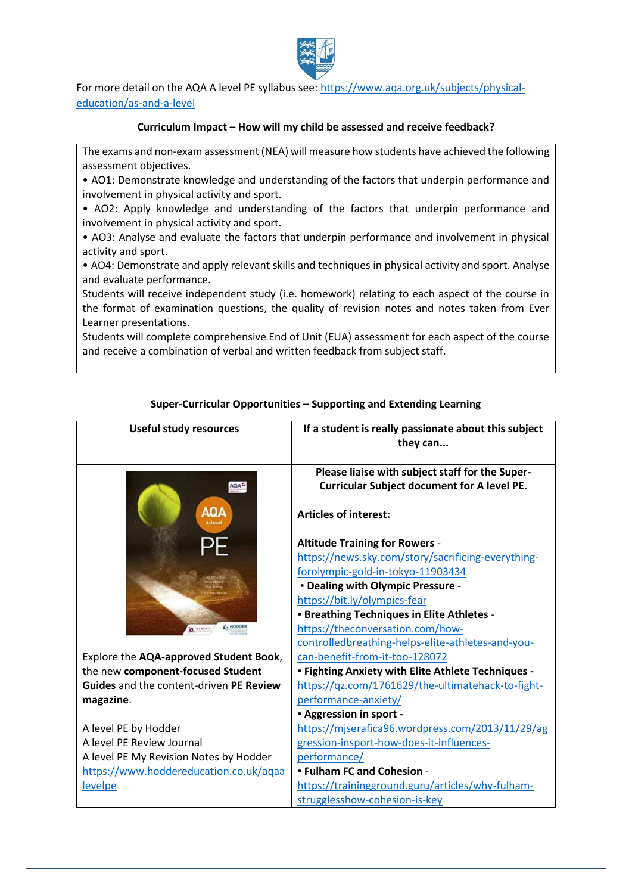For more detail on the AQA A level PE syllabus see: https://www.aqa.org.uk/subjects/physical-education/as-and-a-level

**Curriculum Impact – How will my child be assessed and receive feedback?**

The exams and non-exam assessment (NEA) will measure how students have achieved the following assessment objectives.

- AO1: Demonstrate knowledge and understanding of the factors that underpin performance and involvement in physical activity and sport.
- AO2: Apply knowledge and understanding of the factors that underpin performance and involvement in physical activity and sport.
- AO3: Analyse and evaluate the factors that underpin performance and involvement in physical activity and sport.
- AO4: Demonstrate and apply relevant skills and techniques in physical activity and sport. Analyse and evaluate performance.

Students will receive independent study (i.e. homework) relating to each aspect of the course in the format of examination questions, the quality of revision notes and notes taken from Ever Learner presentations.

Students will complete comprehensive End of Unit (EUA) assessment for each aspect of the course and receive a combination of verbal and written feedback from subject staff.

**Super-Curricular Opportunities – Supporting and Extending Learning**

| Useful study resources | If a student is really passionate about this subject they can... |
|---|---|
| Explore the **AQA-approved Student Book**, the new **component-focused Student Guides** and the content-driven **PE Review magazine**.<br><br>A level PE by Hodder<br>A level PE Review Journal<br>A level PE My Revision Notes by Hodder<br>https://www.hoddereducation.co.uk/aqaalevelpe | **Please liaise with subject staff for the Super-Curricular Subject document for A level PE.**<br><br>**Articles of interest:**<br><br>**Altitude Training for Rowers** - https://news.sky.com/story/sacrificing-everything-forolympic-gold-in-tokyo-11903434<br>▪ **Dealing with Olympic Pressure** - https://bit.ly/olympics-fear<br>▪ **Breathing Techniques in Elite Athletes** - https://theconversation.com/how-controlledbreathing-helps-elite-athletes-and-you-can-benefit-from-it-too-128072<br>▪ **Fighting Anxiety with Elite Athlete Techniques** - https://qz.com/1761629/the-ultimatehack-to-fight-performance-anxiety/<br>▪ **Aggression in sport** - https://mjserafica96.wordpress.com/2013/11/29/aggression-insport-how-does-it-influences-performance/<br>▪ **Fulham FC and Cohesion** - https://trainingground.guru/articles/why-fulham-strugglesshow-cohesion-is-key |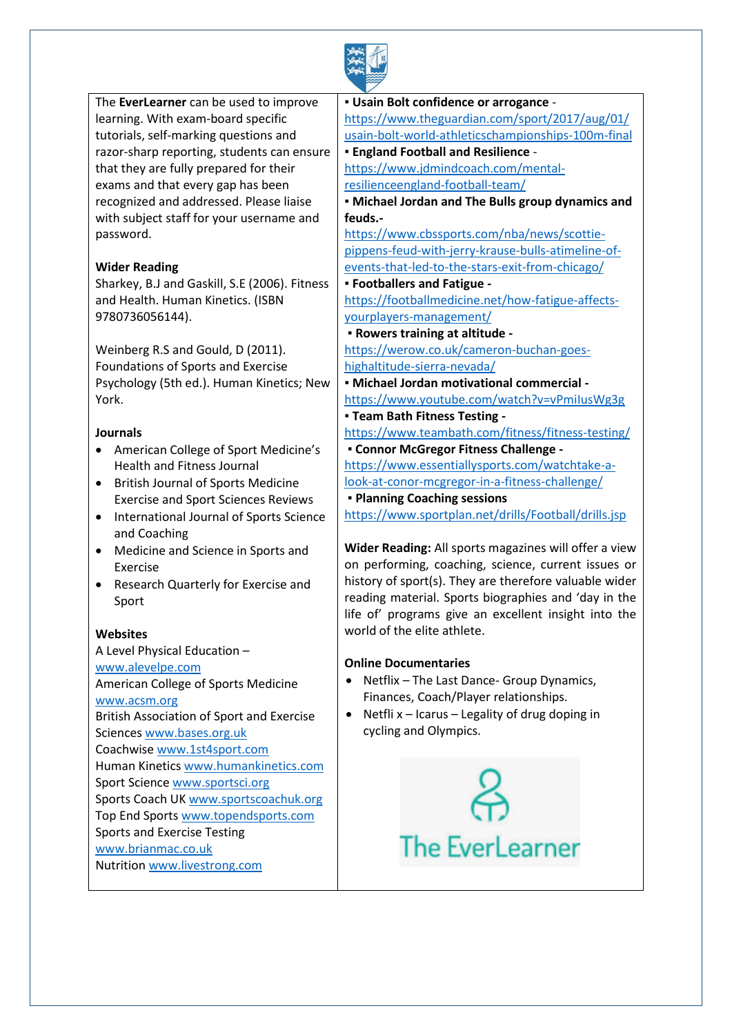The **EverLearner** can be used to improve learning. With exam-board specific tutorials, self-marking questions and razor-sharp reporting, students can ensure that they are fully prepared for their exams and that every gap has been recognized and addressed. Please liaise with subject staff for your username and password.

**Wider Reading**

Sharkey, B.J and Gaskill, S.E (2006). Fitness and Health. Human Kinetics. (ISBN 9780736056144).

Weinberg R.S and Gould, D (2011). Foundations of Sports and Exercise Psychology (5th ed.). Human Kinetics; New York.

**Journals**

- American College of Sport Medicine's Health and Fitness Journal
- British Journal of Sports Medicine Exercise and Sport Sciences Reviews
- International Journal of Sports Science and Coaching
- Medicine and Science in Sports and Exercise
- Research Quarterly for Exercise and Sport

**Websites**

A Level Physical Education – www.alevelpe.com
American College of Sports Medicine www.acsm.org
British Association of Sport and Exercise Sciences www.bases.org.uk
Coachwise www.1st4sport.com
Human Kinetics www.humankinetics.com
Sport Science www.sportsci.org
Sports Coach UK www.sportscoachuk.org
Top End Sports www.topendsports.com
Sports and Exercise Testing www.brianmac.co.uk
Nutrition www.livestrong.com

- **Usain Bolt confidence or arrogance** - https://www.theguardian.com/sport/2017/aug/01/usain-bolt-world-athleticschampionships-100m-final
- **England Football and Resilience** - https://www.jdmindcoach.com/mental-resilienceengland-football-team/
- **Michael Jordan and The Bulls group dynamics and feuds.**- https://www.cbssports.com/nba/news/scottie-pippens-feud-with-jerry-krause-bulls-atimeline-of-events-that-led-to-the-stars-exit-from-chicago/
- **Footballers and Fatigue** - https://footballmedicine.net/how-fatigue-affects-yourplayers-management/
- **Rowers training at altitude** - https://werow.co.uk/cameron-buchan-goes-highaltitude-sierra-nevada/
- **Michael Jordan motivational commercial** - https://www.youtube.com/watch?v=vPmiIusWg3g
- **Team Bath Fitness Testing** - https://www.teambath.com/fitness/fitness-testing/
- **Connor McGregor Fitness Challenge** - https://www.essentiallysports.com/watchtake-a-look-at-conor-mcgregor-in-a-fitness-challenge/
- **Planning Coaching sessions** https://www.sportplan.net/drills/Football/drills.jsp

**Wider Reading:** All sports magazines will offer a view on performing, coaching, science, current issues or history of sport(s). They are therefore valuable wider reading material. Sports biographies and 'day in the life of' programs give an excellent insight into the world of the elite athlete.

**Online Documentaries**

- Netflix – The Last Dance- Group Dynamics, Finances, Coach/Player relationships.
- Netfli x – Icarus – Legality of drug doping in cycling and Olympics.

The EverLearner